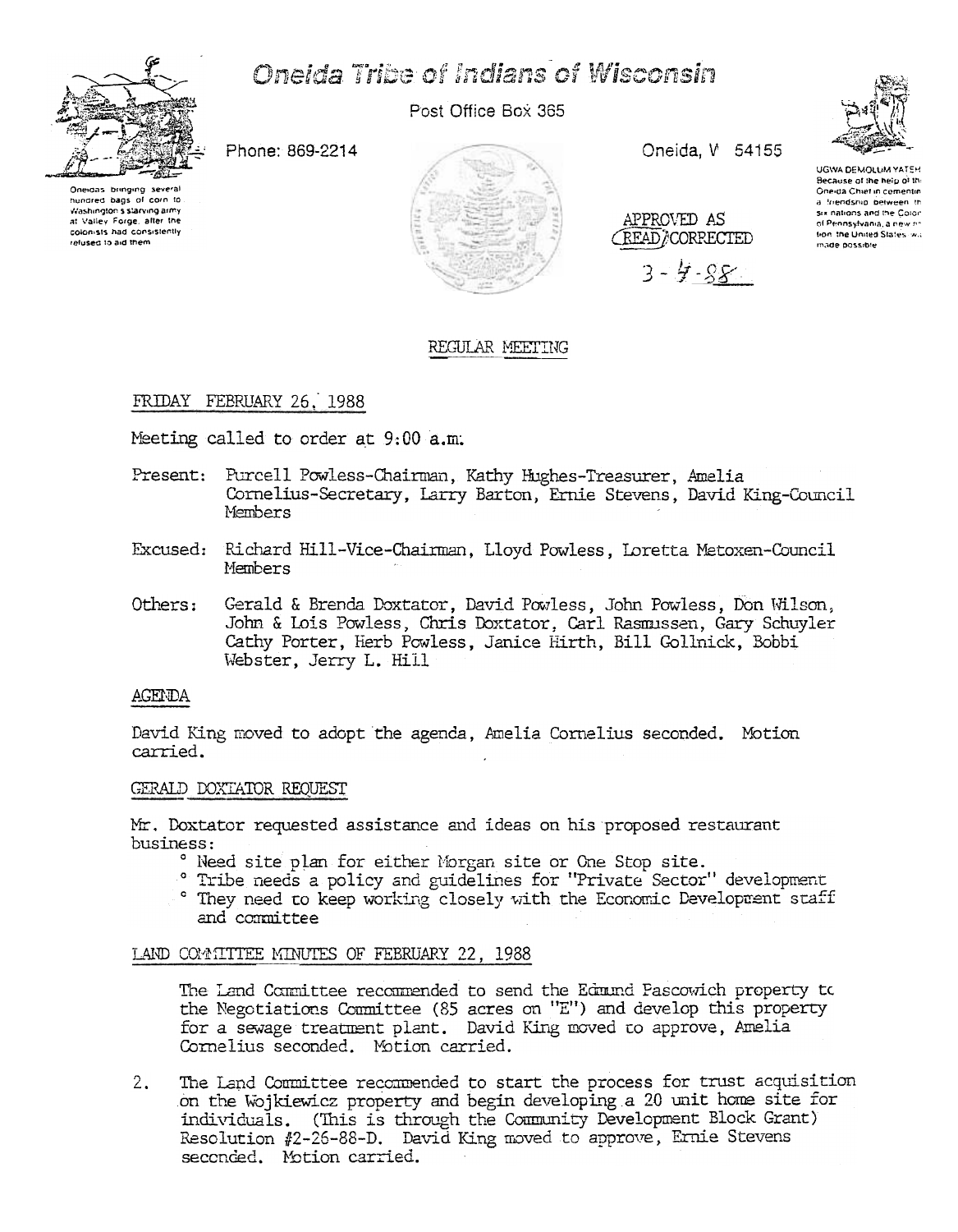# Oneida Tribe of Indians of Wisconsin

Post Office Box 365

Phone: 869-2214

Oneida, W 54155

Oneidas bringing several hundred bags of corn to Washington's starving army at Valley Forge, after the colonists had consistently refused to aid them

UGWA DEMOLUM YATEH
Because of the help of this Oneida Chief in cementing a friendship between the six nations and the Colony of Pennsylvania, a new nation, the United States, was made possible

APPROVED AS READ/CORRECTED
3-4-88

## REGULAR MEETING

### FRIDAY FEBRUARY 26, 1988

Meeting called to order at 9:00 a.m.

Present: Purcell Powless-Chairman, Kathy Hughes-Treasurer, Amelia Cornelius-Secretary, Larry Barton, Ernie Stevens, David King-Council Members

Excused: Richard Hill-Vice-Chairman, Lloyd Powless, Loretta Metoxen-Council Members

Others: Gerald & Brenda Doxtator, David Powless, John Powless, Don Wilson, John & Lois Powless, Chris Doxtator, Carl Rasmussen, Gary Schuyler Cathy Porter, Herb Powless, Janice Hirth, Bill Gollnick, Bobbi Webster, Jerry L. Hill

### AGENDA

David King moved to adopt the agenda, Amelia Cornelius seconded. Motion carried.

### GERALD DOXTATOR REQUEST

Mr. Doxtator requested assistance and ideas on his proposed restaurant business:

- Need site plan for either Morgan site or One Stop site.
- Tribe needs a policy and guidelines for "Private Sector" development
- They need to keep working closely with the Economic Development staff and committee

### LAND COMMITTEE MINUTES OF FEBRUARY 22, 1988

The Land Committee recommended to send the Edmund Pascowich property to the Negotiations Committee (85 acres on "E") and develop this property for a sewage treatment plant. David King moved to approve, Amelia Cornelius seconded. Motion carried.

2. The Land Committee recommended to start the process for trust acquisition on the Wojkiewicz property and begin developing a 20 unit home site for individuals. (This is through the Community Development Block Grant) Resolution #2-26-88-D. David King moved to approve, Ernie Stevens seconded. Motion carried.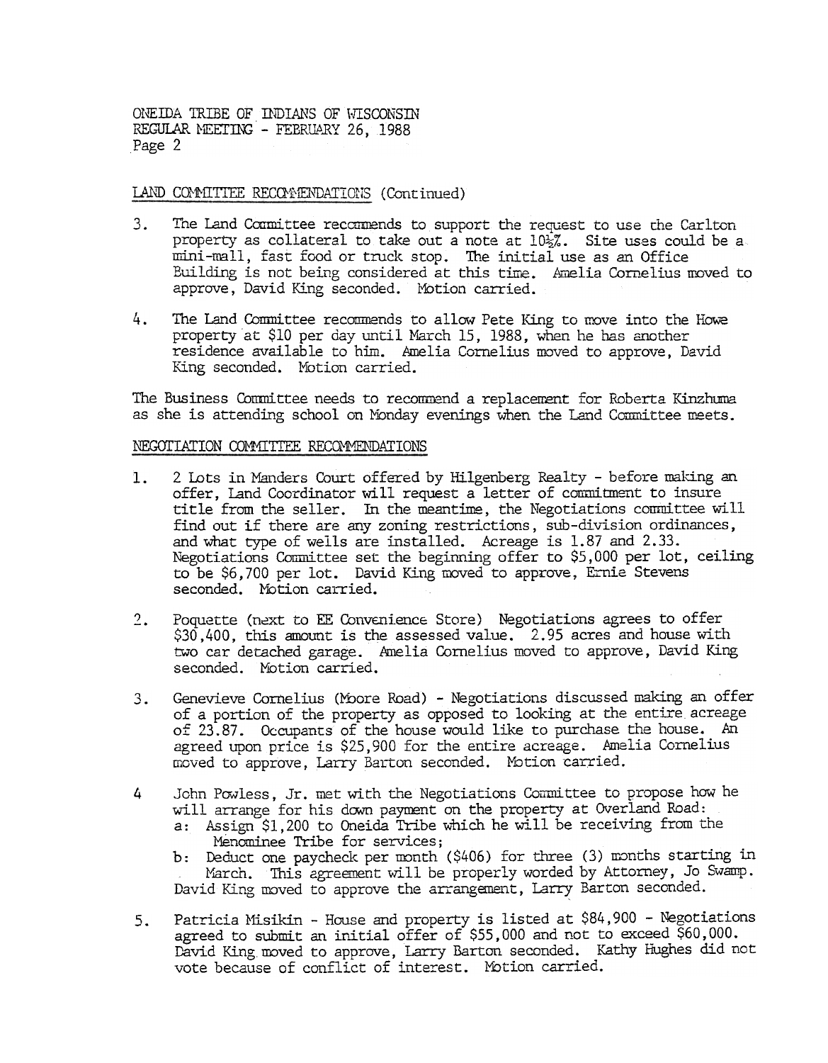ONEIDA TRIBE OF INDIANS OF WISCONSIN
REGULAR MEETING - FEBRUARY 26, 1988
Page 2

LAND COMMITTEE RECOMMENDATIONS (Continued)

3. The Land Committee recommends to support the request to use the Carlton property as collateral to take out a note at 10½%. Site uses could be a mini-mall, fast food or truck stop. The initial use as an Office Building is not being considered at this time. Amelia Cornelius moved to approve, David King seconded. Motion carried.

4. The Land Committee recommends to allow Pete King to move into the Howe property at $10 per day until March 15, 1988, when he has another residence available to him. Amelia Cornelius moved to approve, David King seconded. Motion carried.

The Business Committee needs to recommend a replacement for Roberta Kinzhuma as she is attending school on Monday evenings when the Land Committee meets.

NEGOTIATION COMMITTEE RECOMMENDATIONS

1. 2 Lots in Manders Court offered by Hilgenberg Realty - before making an offer, Land Coordinator will request a letter of commitment to insure title from the seller. In the meantime, the Negotiations committee will find out if there are any zoning restrictions, sub-division ordinances, and what type of wells are installed. Acreage is 1.87 and 2.33. Negotiations Committee set the beginning offer to $5,000 per lot, ceiling to be $6,700 per lot. David King moved to approve, Ernie Stevens seconded. Motion carried.

2. Poquette (next to EE Convenience Store) Negotiations agrees to offer $30,400, this amount is the assessed value. 2.95 acres and house with two car detached garage. Amelia Cornelius moved to approve, David King seconded. Motion carried.

3. Genevieve Cornelius (Moore Road) - Negotiations discussed making an offer of a portion of the property as opposed to looking at the entire acreage of 23.87. Occupants of the house would like to purchase the house. An agreed upon price is $25,900 for the entire acreage. Amelia Cornelius moved to approve, Larry Barton seconded. Motion carried.

4. John Powless, Jr. met with the Negotiations Committee to propose how he will arrange for his down payment on the property at Overland Road:
   a: Assign $1,200 to Oneida Tribe which he will be receiving from the Menominee Tribe for services;
   b: Deduct one paycheck per month ($406) for three (3) months starting in March. This agreement will be properly worded by Attorney, Jo Swamp.

   David King moved to approve the arrangement, Larry Barton seconded.

5. Patricia Misikin - House and property is listed at $84,900 - Negotiations agreed to submit an initial offer of $55,000 and not to exceed $60,000. David King moved to approve, Larry Barton seconded. Kathy Hughes did not vote because of conflict of interest. Motion carried.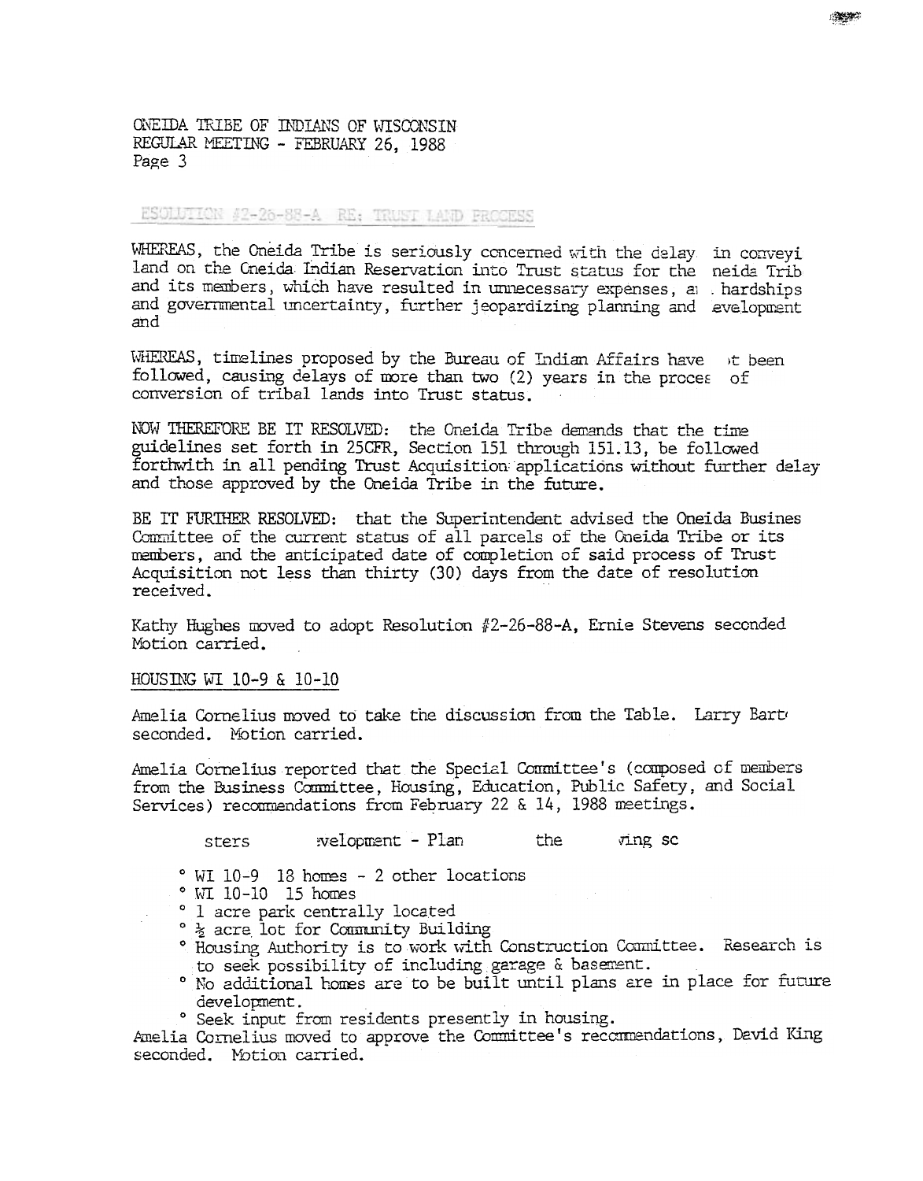ONEIDA TRIBE OF INDIANS OF WISCONSIN
REGULAR MEETING - FEBRUARY 26, 1988
Page 3

ESOLUTION #2-26-88-A RE: TRUST LAND PROCESS

WHEREAS, the Oneida Tribe is seriously concerned with the delay in conveyi land on the Oneida Indian Reservation into Trust status for the neida Trib and its members, which have resulted in unnecessary expenses, a . hardships and governmental uncertainty, further jeopardizing planning and evelopment and

WHEREAS, timelines proposed by the Bureau of Indian Affairs have t been followed, causing delays of more than two (2) years in the proces of conversion of tribal lands into Trust status.

NOW THEREFORE BE IT RESOLVED: the Oneida Tribe demands that the time guidelines set forth in 25CFR, Section 151 through 151.13, be followed forthwith in all pending Trust Acquisition applications without further delay and those approved by the Oneida Tribe in the future.

BE IT FURTHER RESOLVED: that the Superintendent advised the Oneida Busines Committee of the current status of all parcels of the Oneida Tribe or its members, and the anticipated date of completion of said process of Trust Acquisition not less than thirty (30) days from the date of resolution received.

Kathy Hughes moved to adopt Resolution #2-26-88-A, Ernie Stevens seconded Motion carried.

HOUSING WI 10-9 & 10-10

Amelia Cornelius moved to take the discussion from the Table. Larry Bart seconded. Motion carried.

Amelia Cornelius reported that the Special Committee's (composed of members from the Business Committee, Housing, Education, Public Safety, and Social Services) recommendations from February 22 & 14, 1988 meetings.

sters velopment - Plan the ving sc

- WI 10-9 18 homes - 2 other locations
- WI 10-10 15 homes
- 1 acre park centrally located
- ½ acre lot for Community Building
- Housing Authority is to work with Construction Committee. Research is to seek possibility of including garage & basement.
- No additional homes are to be built until plans are in place for future development.
- Seek input from residents presently in housing.

Amelia Cornelius moved to approve the Committee's recommendations, David King seconded. Motion carried.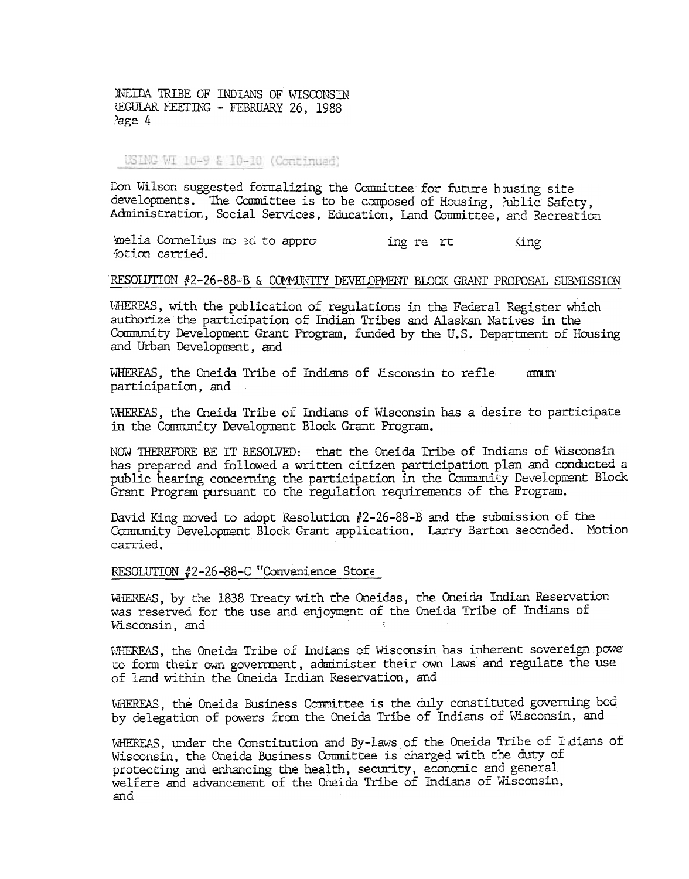USING WI 10-9 & 10-10 (Continued)

Don Wilson suggested formalizing the Committee for future housing site developments. The Committee is to be composed of Housing, Public Safety, Administration, Social Services, Education, Land Committee, and Recreation

melia Cornelius mo ed to appro ing re rt king otion carried.

RESOLUTION #2-26-88-B & COMMUNITY DEVELOPMENT BLOCK GRANT PROPOSAL SUBMISSION

WHEREAS, with the publication of regulations in the Federal Register which authorize the participation of Indian Tribes and Alaskan Natives in the Community Development Grant Program, funded by the U.S. Department of Housing and Urban Development, and

WHEREAS, the Oneida Tribe of Indians of Wisconsin to refle mmun participation, and

WHEREAS, the Oneida Tribe of Indians of Wisconsin has a desire to participate in the Community Development Block Grant Program.

NOW THEREFORE BE IT RESOLVED: that the Oneida Tribe of Indians of Wisconsin has prepared and followed a written citizen participation plan and conducted a public hearing concerning the participation in the Community Development Block Grant Program pursuant to the regulation requirements of the Program.

David King moved to adopt Resolution #2-26-88-B and the submission of the Community Development Block Grant application. Larry Barton seconded. Motion carried.

RESOLUTION #2-26-88-C "Convenience Store

WHEREAS, by the 1838 Treaty with the Oneidas, the Oneida Indian Reservation was reserved for the use and enjoyment of the Oneida Tribe of Indians of Wisconsin, and

WHEREAS, the Oneida Tribe of Indians of Wisconsin has inherent sovereign powe to form their own government, administer their own laws and regulate the use of land within the Oneida Indian Reservation, and

WHEREAS, the Oneida Business Committee is the duly constituted governing bod by delegation of powers from the Oneida Tribe of Indians of Wisconsin, and

WHEREAS, under the Constitution and By-laws of the Oneida Tribe of Indians of Wisconsin, the Oneida Business Committee is charged with the duty of protecting and enhancing the health, security, economic and general welfare and advancement of the Oneida Tribe of Indians of Wisconsin, and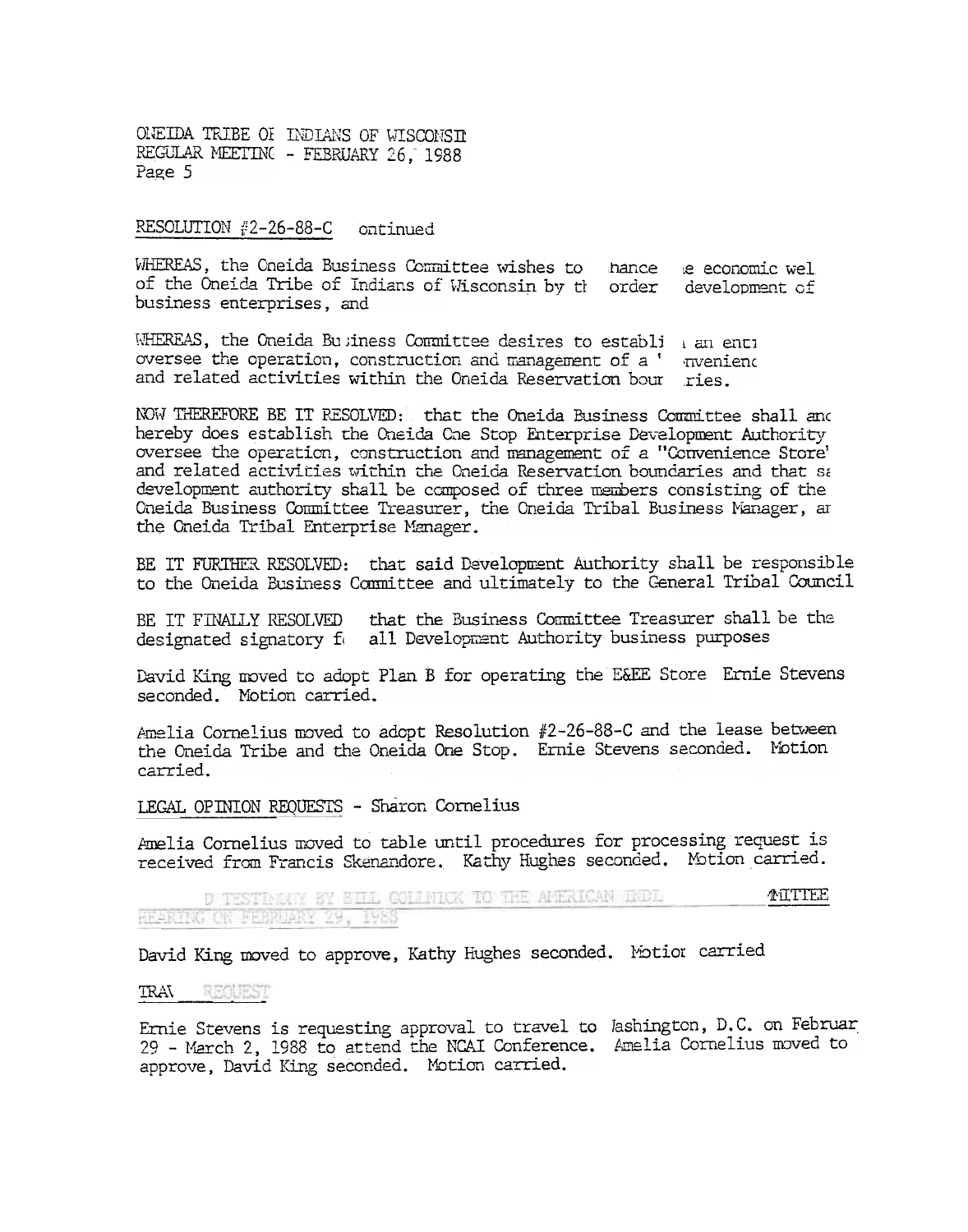ONEIDA TRIBE OF INDIANS OF WISCONSIN
REGULAR MEETING - FEBRUARY 26, 1988

RESOLUTION #2-26-88-C ontinued

WHEREAS, the Oneida Business Committee wishes to hance e economic wel of the Oneida Tribe of Indians of Wisconsin by th order development of business enterprises, and

WHEREAS, the Oneida Business Committee desires to establi an enti oversee the operation, construction and management of a ' nvenienc and related activities within the Oneida Reservation bour ries.

NOW THEREFORE BE IT RESOLVED: that the Oneida Business Committee shall and hereby does establish the Oneida One Stop Enterprise Development Authority oversee the operation, construction and management of a "Convenience Store" and related activities within the Oneida Reservation boundaries and that sa development authority shall be composed of three members consisting of the Oneida Business Committee Treasurer, the Oneida Tribal Business Manager, ar the Oneida Tribal Enterprise Manager.

BE IT FURTHER RESOLVED: that said Development Authority shall be responsible to the Oneida Business Committee and ultimately to the General Tribal Council

BE IT FINALLY RESOLVED that the Business Committee Treasurer shall be the designated signatory f all Development Authority business purposes

David King moved to adopt Plan B for operating the E&EE Store Ernie Stevens seconded. Motion carried.

Amelia Cornelius moved to adopt Resolution #2-26-88-C and the lease between the Oneida Tribe and the Oneida One Stop. Ernie Stevens seconded. Motion carried.

LEGAL OPINION REQUESTS - Sharon Cornelius

Amelia Cornelius moved to table until procedures for processing request is received from Francis Skenandore. Kathy Hughes seconded. Motion carried.

D TESTIMONY BY BILL GOLLNICK TO THE AMERICAN INDI MITTEE HEARING ON FEBRUARY 29, 1988

David King moved to approve, Kathy Hughes seconded. Motion carried

TRAV REQUEST

Ernie Stevens is requesting approval to travel to Washington, D.C. on Februar 29 - March 2, 1988 to attend the NCAI Conference. Amelia Cornelius moved to approve, David King seconded. Motion carried.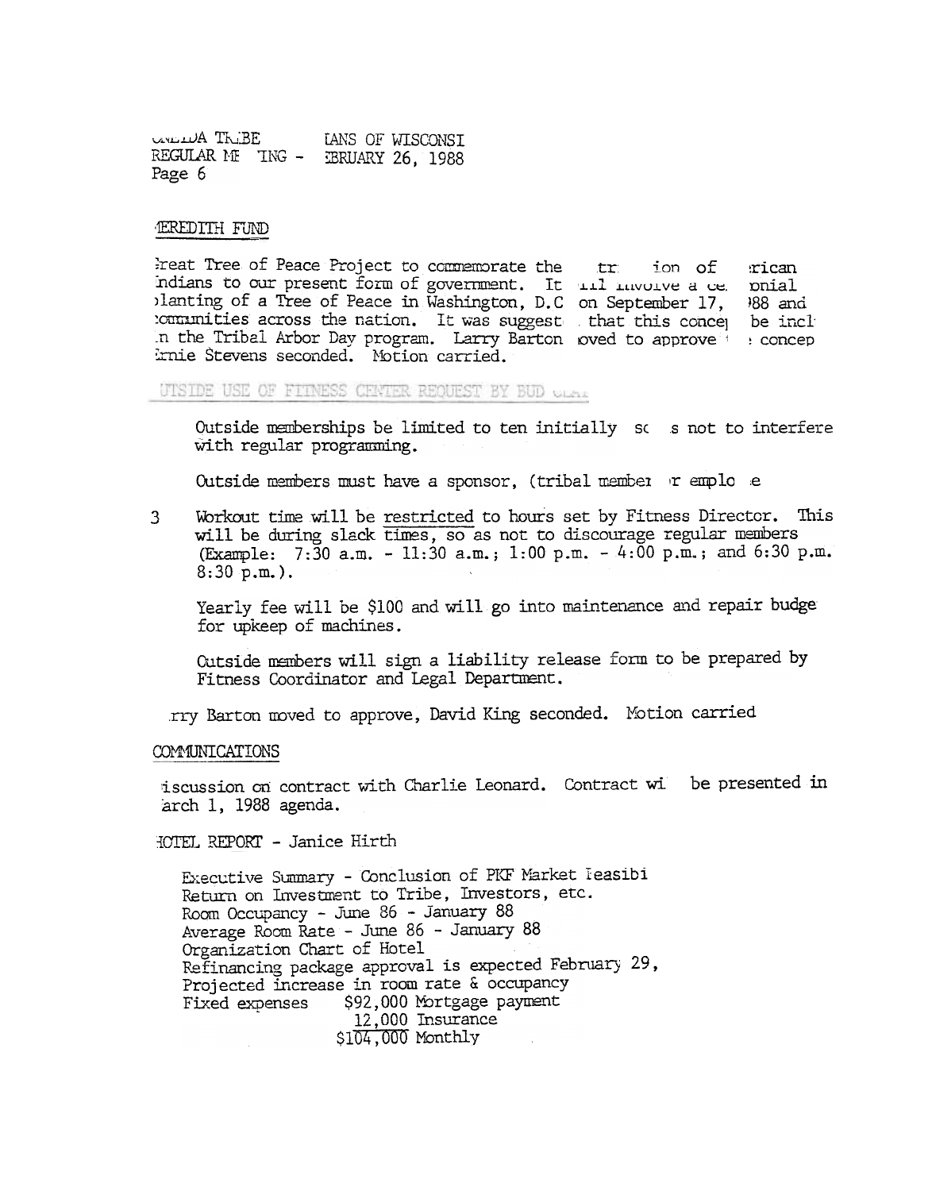### ERRDITH FUND

Great Tree of Peace Project to commemorate the tr ion of rican Indians to our present form of government. It will involve a ce onial planting of a Tree of Peace in Washington, D.C on September 17, 988 and communities across the nation. It was suggest that this concep be incl n the Tribal Arbor Day program. Larry Barton oved to approve concep Ernie Stevens seconded. Motion carried.

### UTSIDE USE OF FITNESS CENTER REQUEST BY BUD

Outside memberships be limited to ten initially sc s not to interfere with regular programming.

Outside members must have a sponsor, (tribal membe r emplo e

3 Workout time will be restricted to hours set by Fitness Director. This will be during slack times, so as not to discourage regular members (Example: 7:30 a.m. - 11:30 a.m.; 1:00 p.m. - 4:00 p.m.; and 6:30 p.m. 8:30 p.m.).

Yearly fee will be $100 and will go into maintenance and repair budge for upkeep of machines.

Outside members will sign a liability release form to be prepared by Fitness Coordinator and Legal Department.

rry Barton moved to approve, David King seconded. Motion carried

### COMMUNICATIONS

iscussion on contract with Charlie Leonard. Contract wi be presented in arch 1, 1988 agenda.

HOTEL REPORT - Janice Hirth

Executive Summary - Conclusion of PKF Market Feasibi
Return on Investment to Tribe, Investors, etc.
Room Occupancy - June 86 - January 88
Average Room Rate - June 86 - January 88
Organization Chart of Hotel
Refinancing package approval is expected February 29,
Projected increase in room rate & occupancy

| Fixed expenses | $92,000 Mortgage payment |
|---|---|
| | 12,000 Insurance |
| | $104,000 Monthly |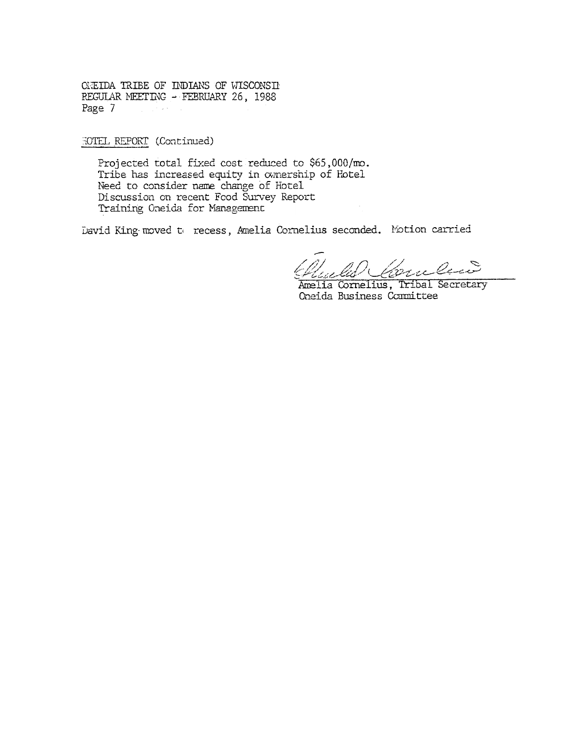HOTEL REPORT (Continued)

Projected total fixed cost reduced to $65,000/mo.
Tribe has increased equity in ownership of Hotel
Need to consider name change of Hotel
Discussion on recent Food Survey Report
Training Oneida for Management

David King moved to recess, Amelia Cornelius seconded. Motion carried

Amelia Cornelius, Tribal Secretary
Oneida Business Committee